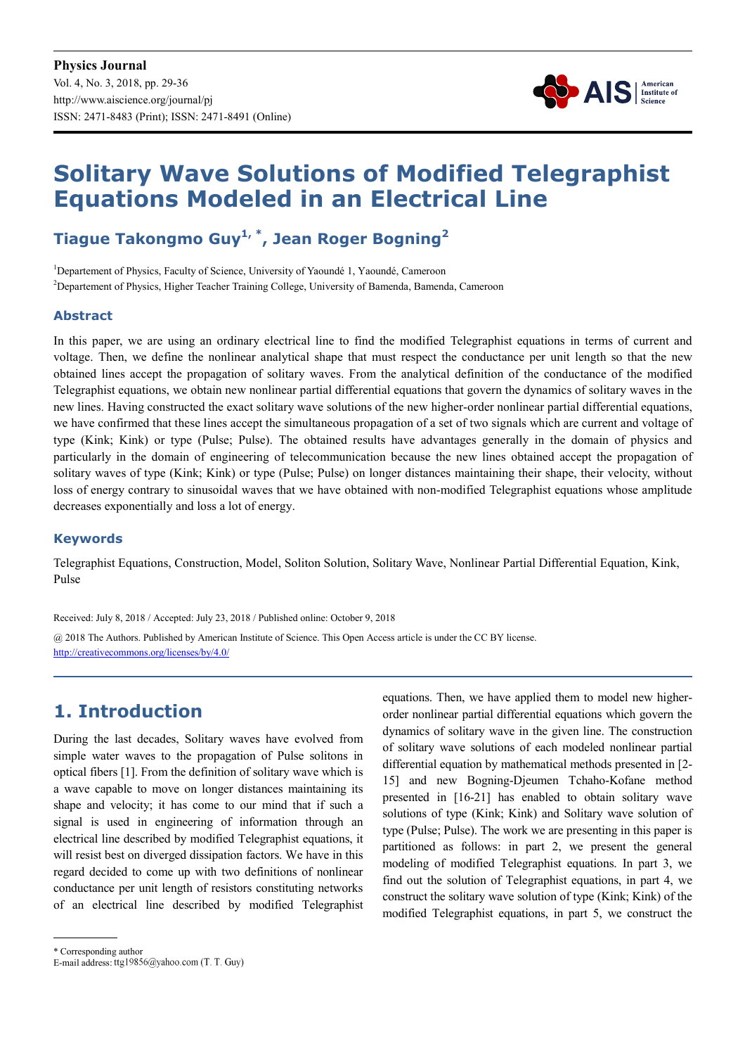# Solitary Wave Solutions of Modified Telegraphist Equations Modeled in an Electrical Line

**Tiague Takongmo Guy[1, *], Jean Roger Bogning[2]**

[1]Departement of Physics, Faculty of Science, University of Yaoundé 1, Yaoundé, Cameroon

[2]Departement of Physics, Higher Teacher Training College, University of Bamenda, Bamenda, Cameroon

### Abstract

In this paper, we are using an ordinary electrical line to find the modified Telegraphist equations in terms of current and voltage. Then, we define the nonlinear analytical shape that must respect the conductance per unit length so that the new obtained lines accept the propagation of solitary waves. From the analytical definition of the conductance of the modified Telegraphist equations, we obtain new nonlinear partial differential equations that govern the dynamics of solitary waves in the new lines. Having constructed the exact solitary wave solutions of the new higher-order nonlinear partial differential equations, we have confirmed that these lines accept the simultaneous propagation of a set of two signals which are current and voltage of type (Kink; Kink) or type (Pulse; Pulse). The obtained results have advantages generally in the domain of physics and particularly in the domain of engineering of telecommunication because the new lines obtained accept the propagation of solitary waves of type (Kink; Kink) or type (Pulse; Pulse) on longer distances maintaining their shape, their velocity, without loss of energy contrary to sinusoidal waves that we have obtained with non-modified Telegraphist equations whose amplitude decreases exponentially and loss a lot of energy.

### Keywords

Telegraphist Equations, Construction, Model, Soliton Solution, Solitary Wave, Nonlinear Partial Differential Equation, Kink, Pulse

Received: July 8, 2018 / Accepted: July 23, 2018 / Published online: October 9, 2018

@ 2018 The Authors. Published by American Institute of Science. This Open Access article is under the CC BY license. http://creativecommons.org/licenses/by/4.0/

## 1. Introduction

During the last decades, Solitary waves have evolved from simple water waves to the propagation of Pulse solitons in optical fibers [1]. From the definition of solitary wave which is a wave capable to move on longer distances maintaining its shape and velocity; it has come to our mind that if such a signal is used in engineering of information through an electrical line described by modified Telegraphist equations, it will resist best on diverged dissipation factors. We have in this regard decided to come up with two definitions of nonlinear conductance per unit length of resistors constituting networks of an electrical line described by modified Telegraphist equations. Then, we have applied them to model new higher-order nonlinear partial differential equations which govern the dynamics of solitary wave in the given line. The construction of solitary wave solutions of each modeled nonlinear partial differential equation by mathematical methods presented in [2-15] and new Bogning-Djeumen Tchaho-Kofane method presented in [16-21] has enabled to obtain solitary wave solutions of type (Kink; Kink) and Solitary wave solution of type (Pulse; Pulse). The work we are presenting in this paper is partitioned as follows: in part 2, we present the general modeling of modified Telegraphist equations. In part 3, we find out the solution of Telegraphist equations, in part 4, we construct the solitary wave solution of type (Kink; Kink) of the modified Telegraphist equations, in part 5, we construct the

* Corresponding author

E-mail address: ttg19856@yahoo.com (T. T. Guy)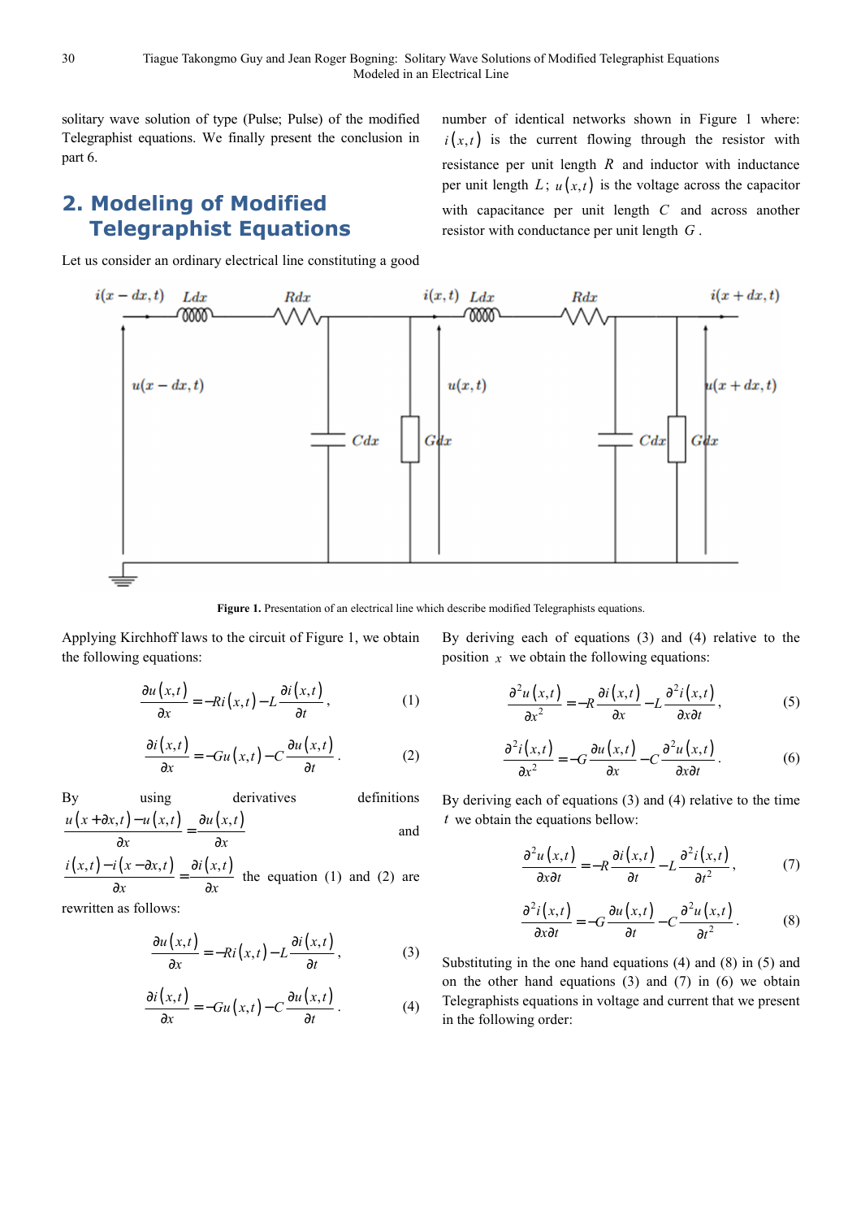solitary wave solution of type (Pulse; Pulse) of the modified Telegraphist equations. We finally present the conclusion in part 6.

## 2. Modeling of Modified Telegraphist Equations

Let us consider an ordinary electrical line constituting a good number of identical networks shown in Figure 1 where: $i(x,t)$ is the current flowing through the resistor with resistance per unit length $R$ and inductor with inductance per unit length $L$; $u(x,t)$ is the voltage across the capacitor with capacitance per unit length $C$ and across another resistor with conductance per unit length $G$.

**Figure 1.** Presentation of an electrical line which describe modified Telegraphists equations.

Applying Kirchhoff laws to the circuit of Figure 1, we obtain the following equations:

$$\frac{\partial u(x,t)}{\partial x} = -Ri(x,t) - L\frac{\partial i(x,t)}{\partial t}, \tag{1}$$

$$\frac{\partial i(x,t)}{\partial x} = -Gu(x,t) - C\frac{\partial u(x,t)}{\partial t}. \tag{2}$$

By using derivatives definitions $\frac{u(x+\partial x,t)-u(x,t)}{\partial x} = \frac{\partial u(x,t)}{\partial x}$ and $\frac{i(x,t)-i(x-\partial x,t)}{\partial x} = \frac{\partial i(x,t)}{\partial x}$ the equation (1) and (2) are rewritten as follows:

$$\frac{\partial u(x,t)}{\partial x} = -Ri(x,t) - L\frac{\partial i(x,t)}{\partial t}, \tag{3}$$

$$\frac{\partial i(x,t)}{\partial x} = -Gu(x,t) - C\frac{\partial u(x,t)}{\partial t}. \tag{4}$$

By deriving each of equations (3) and (4) relative to the position $x$ we obtain the following equations:

$$\frac{\partial^2 u(x,t)}{\partial x^2} = -R\frac{\partial i(x,t)}{\partial x} - L\frac{\partial^2 i(x,t)}{\partial x \partial t}, \tag{5}$$

$$\frac{\partial^2 i(x,t)}{\partial x^2} = -G\frac{\partial u(x,t)}{\partial x} - C\frac{\partial^2 u(x,t)}{\partial x \partial t}. \tag{6}$$

By deriving each of equations (3) and (4) relative to the time $t$ we obtain the equations bellow:

$$\frac{\partial^2 u(x,t)}{\partial x \partial t} = -R\frac{\partial i(x,t)}{\partial t} - L\frac{\partial^2 i(x,t)}{\partial t^2}, \tag{7}$$

$$\frac{\partial^2 i(x,t)}{\partial x \partial t} = -G\frac{\partial u(x,t)}{\partial t} - C\frac{\partial^2 u(x,t)}{\partial t^2}. \tag{8}$$

Substituting in the one hand equations (4) and (8) in (5) and on the other hand equations (3) and (7) in (6) we obtain Telegraphists equations in voltage and current that we present in the following order: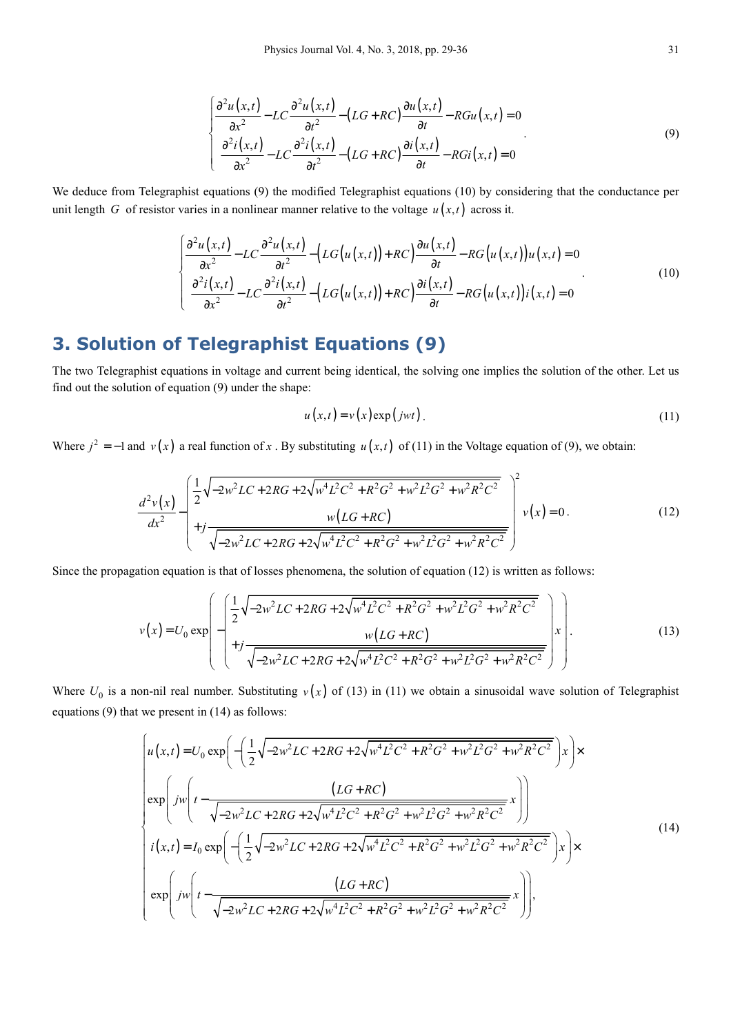$$\begin{cases} \dfrac{\partial^2 u(x,t)}{\partial x^2} - LC\dfrac{\partial^2 u(x,t)}{\partial t^2} - (LG + RC)\dfrac{\partial u(x,t)}{\partial t} - RGu(x,t) = 0 \\ \dfrac{\partial^2 i(x,t)}{\partial x^2} - LC\dfrac{\partial^2 i(x,t)}{\partial t^2} - (LG + RC)\dfrac{\partial i(x,t)}{\partial t} - RGi(x,t) = 0 \end{cases}. \tag{9}$$

We deduce from Telegraphist equations (9) the modified Telegraphist equations (10) by considering that the conductance per unit length $G$ of resistor varies in a nonlinear manner relative to the voltage $u(x,t)$ across it.

$$\begin{cases} \dfrac{\partial^2 u(x,t)}{\partial x^2} - LC\dfrac{\partial^2 u(x,t)}{\partial t^2} - \left(LG\left(u(x,t)\right) + RC\right)\dfrac{\partial u(x,t)}{\partial t} - RG\left(u(x,t)\right)u(x,t) = 0 \\ \dfrac{\partial^2 i(x,t)}{\partial x^2} - LC\dfrac{\partial^2 i(x,t)}{\partial t^2} - \left(LG\left(u(x,t)\right) + RC\right)\dfrac{\partial i(x,t)}{\partial t} - RG\left(u(x,t)\right)i(x,t) = 0 \end{cases}. \tag{10}$$

## 3. Solution of Telegraphist Equations (9)

The two Telegraphist equations in voltage and current being identical, the solving one implies the solution of the other. Let us find out the solution of equation (9) under the shape:

$$u(x,t) = v(x)\exp(jwt). \tag{11}$$

Where $j^2 = -1$ and $v(x)$ a real function of $x$. By substituting $u(x,t)$ of (11) in the Voltage equation of (9), we obtain:

$$\frac{d^2 v(x)}{dx^2} - \left( \begin{array}{l} \dfrac{1}{2}\sqrt{-2w^2LC + 2RG + 2\sqrt{w^4L^2C^2 + R^2G^2 + w^2L^2G^2 + w^2R^2C^2}} \\ + j\dfrac{w(LG + RC)}{\sqrt{-2w^2LC + 2RG + 2\sqrt{w^4L^2C^2 + R^2G^2 + w^2L^2G^2 + w^2R^2C^2}}} \end{array} \right)^2 v(x) = 0. \tag{12}$$

Since the propagation equation is that of losses phenomena, the solution of equation (12) is written as follows:

$$v(x) = U_0 \exp\left( -\left( \begin{array}{l} \dfrac{1}{2}\sqrt{-2w^2LC + 2RG + 2\sqrt{w^4L^2C^2 + R^2G^2 + w^2L^2G^2 + w^2R^2C^2}} \\ + j\dfrac{w(LG + RC)}{\sqrt{-2w^2LC + 2RG + 2\sqrt{w^4L^2C^2 + R^2G^2 + w^2L^2G^2 + w^2R^2C^2}}} \end{array} \right) x \right). \tag{13}$$

Where $U_0$ is a non-nil real number. Substituting $v(x)$ of (13) in (11) we obtain a sinusoidal wave solution of Telegraphist equations (9) that we present in (14) as follows:

$$\begin{cases} u(x,t) = U_0 \exp\left( -\left( \dfrac{1}{2}\sqrt{-2w^2LC + 2RG + 2\sqrt{w^4L^2C^2 + R^2G^2 + w^2L^2G^2 + w^2R^2C^2}} \right) x \right) \times \\ \exp\left( jw\left( t - \dfrac{(LG + RC)}{\sqrt{-2w^2LC + 2RG + 2\sqrt{w^4L^2C^2 + R^2G^2 + w^2L^2G^2 + w^2R^2C^2}}} x \right) \right) \\ i(x,t) = I_0 \exp\left( -\left( \dfrac{1}{2}\sqrt{-2w^2LC + 2RG + 2\sqrt{w^4L^2C^2 + R^2G^2 + w^2L^2G^2 + w^2R^2C^2}} \right) x \right) \times \\ \exp\left( jw\left( t - \dfrac{(LG + RC)}{\sqrt{-2w^2LC + 2RG + 2\sqrt{w^4L^2C^2 + R^2G^2 + w^2L^2G^2 + w^2R^2C^2}}} x \right) \right), \end{cases} \tag{14}$$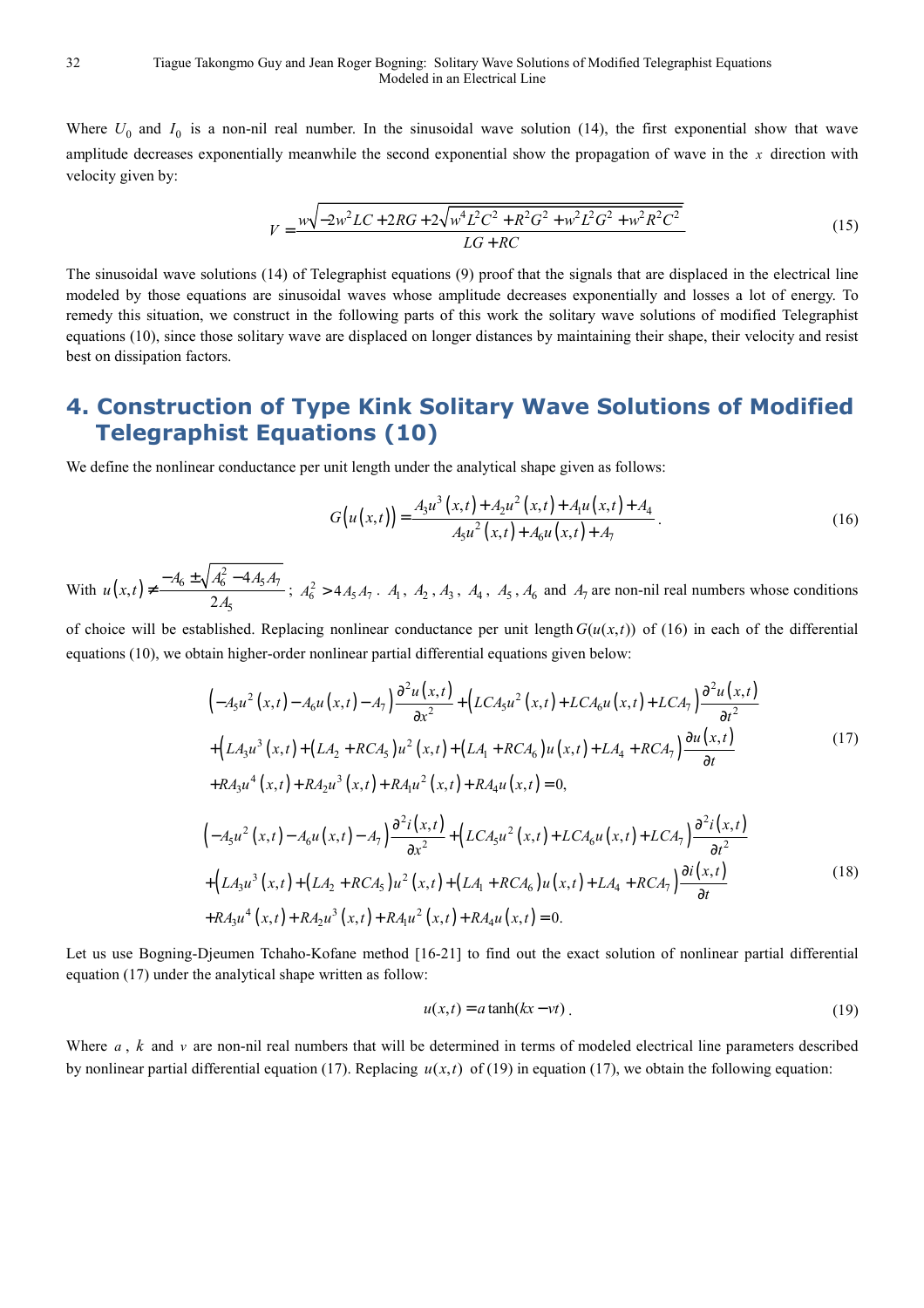Where $U_0$ and $I_0$ is a non-nil real number. In the sinusoidal wave solution (14), the first exponential show that wave amplitude decreases exponentially meanwhile the second exponential show the propagation of wave in the $x$ direction with velocity given by:

$$V = \frac{w\sqrt{-2w^2LC + 2RG + 2\sqrt{w^4L^2C^2 + R^2G^2 + w^2L^2G^2 + w^2R^2C^2}}}{LG + RC} \tag{15}$$

The sinusoidal wave solutions (14) of Telegraphist equations (9) proof that the signals that are displaced in the electrical line modeled by those equations are sinusoidal waves whose amplitude decreases exponentially and losses a lot of energy. To remedy this situation, we construct in the following parts of this work the solitary wave solutions of modified Telegraphist equations (10), since those solitary wave are displaced on longer distances by maintaining their shape, their velocity and resist best on dissipation factors.

## 4. Construction of Type Kink Solitary Wave Solutions of Modified Telegraphist Equations (10)

We define the nonlinear conductance per unit length under the analytical shape given as follows:

$$G(u(x,t)) = \frac{A_3u^3(x,t) + A_2u^2(x,t) + A_1u(x,t) + A_4}{A_5u^2(x,t) + A_6u(x,t) + A_7}. \tag{16}$$

With $u(x,t) \neq \frac{-A_6 \pm \sqrt{A_6^2 - 4A_5A_7}}{2A_5}$; $A_6^2 > 4A_5A_7$. $A_1$, $A_2$, $A_3$, $A_4$, $A_5$, $A_6$ and $A_7$ are non-nil real numbers whose conditions of choice will be established. Replacing nonlinear conductance per unit length $G(u(x,t))$ of (16) in each of the differential equations (10), we obtain higher-order nonlinear partial differential equations given below:

$$\begin{aligned}
&\left(-A_5u^2(x,t) - A_6u(x,t) - A_7\right)\frac{\partial^2 u(x,t)}{\partial x^2} + \left(LCA_5u^2(x,t) + LCA_6u(x,t) + LCA_7\right)\frac{\partial^2 u(x,t)}{\partial t^2} \\
&+ \left(LA_3u^3(x,t) + (LA_2 + RCA_5)u^2(x,t) + (LA_1 + RCA_6)u(x,t) + LA_4 + RCA_7\right)\frac{\partial u(x,t)}{\partial t} \\
&+ RA_3u^4(x,t) + RA_2u^3(x,t) + RA_1u^2(x,t) + RA_4u(x,t) = 0,
\end{aligned} \tag{17}$$

$$\begin{aligned}
&\left(-A_5u^2(x,t) - A_6u(x,t) - A_7\right)\frac{\partial^2 i(x,t)}{\partial x^2} + \left(LCA_5u^2(x,t) + LCA_6u(x,t) + LCA_7\right)\frac{\partial^2 i(x,t)}{\partial t^2} \\
&+ \left(LA_3u^3(x,t) + (LA_2 + RCA_5)u^2(x,t) + (LA_1 + RCA_6)u(x,t) + LA_4 + RCA_7\right)\frac{\partial i(x,t)}{\partial t} \\
&+ RA_3u^4(x,t) + RA_2u^3(x,t) + RA_1u^2(x,t) + RA_4u(x,t) = 0.
\end{aligned} \tag{18}$$

Let us use Bogning-Djeumen Tchaho-Kofane method [16-21] to find out the exact solution of nonlinear partial differential equation (17) under the analytical shape written as follow:

$$u(x,t) = a\tanh(kx - vt). \tag{19}$$

Where $a$, $k$ and $v$ are non-nil real numbers that will be determined in terms of modeled electrical line parameters described by nonlinear partial differential equation (17). Replacing $u(x,t)$ of (19) in equation (17), we obtain the following equation: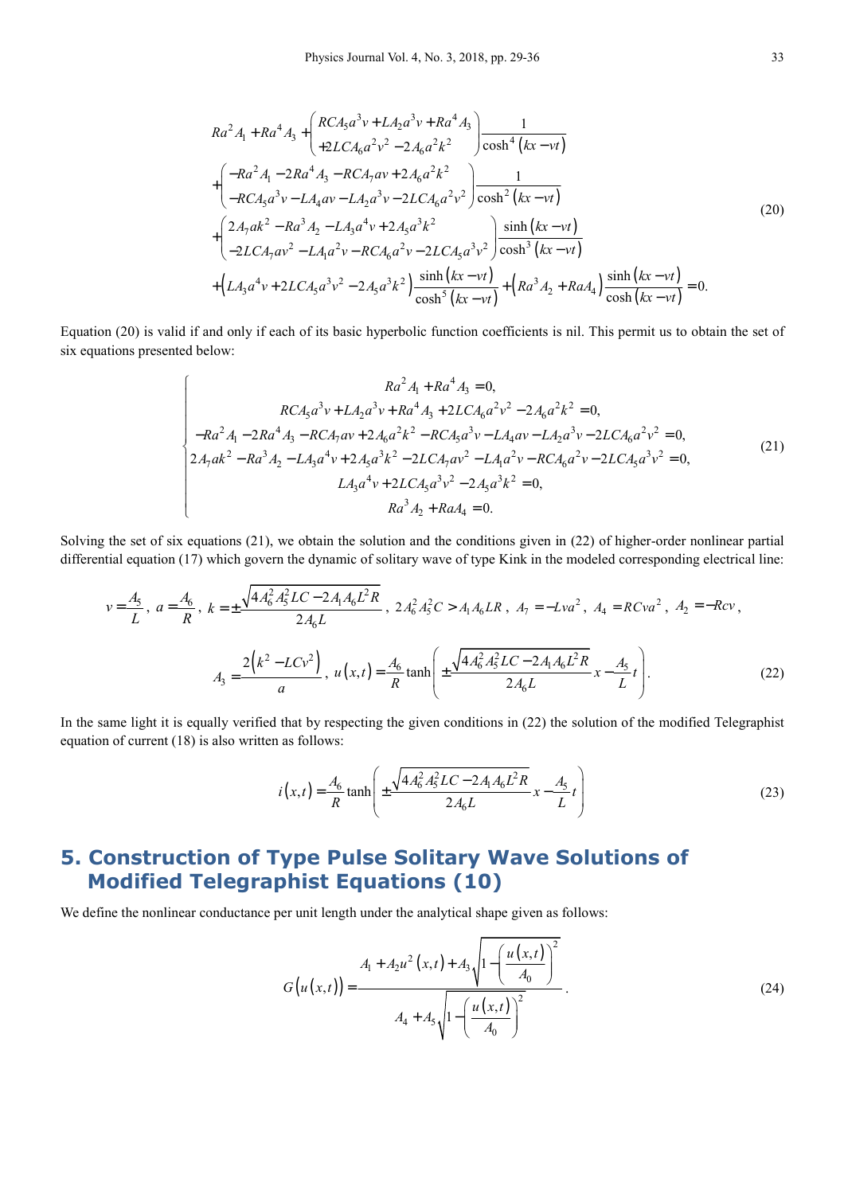$$
\begin{aligned}
&Ra^2A_1 + Ra^4A_3 + \begin{pmatrix} RCA_5a^3v + LA_2a^3v + Ra^4A_3 \\ +2LCA_6a^2v^2 - 2A_6a^2k^2 \end{pmatrix} \frac{1}{\cosh^4(kx - vt)} \\
&+ \begin{pmatrix} -Ra^2A_1 - 2Ra^4A_3 - RCA_7av + 2A_6a^2k^2 \\ -RCA_5a^3v - LA_4av - LA_2a^3v - 2LCA_6a^2v^2 \end{pmatrix} \frac{1}{\cosh^2(kx - vt)} \\
&+ \begin{pmatrix} 2A_7ak^2 - Ra^3A_2 - LA_3a^4v + 2A_5a^3k^2 \\ -2LCA_7av^2 - LA_1a^2v - RCA_6a^2v - 2LCA_5a^3v^2 \end{pmatrix} \frac{\sinh(kx - vt)}{\cosh^3(kx - vt)} \\
&+ \left(LA_3a^4v + 2LCA_5a^3v^2 - 2A_5a^3k^2\right) \frac{\sinh(kx - vt)}{\cosh^5(kx - vt)} + \left(Ra^3A_2 + RaA_4\right) \frac{\sinh(kx - vt)}{\cosh(kx - vt)} = 0.
\end{aligned} \tag{20}
$$

Equation (20) is valid if and only if each of its basic hyperbolic function coefficients is nil. This permit us to obtain the set of six equations presented below:

$$
\begin{cases}
Ra^2A_1 + Ra^4A_3 = 0, \\
RCA_5a^3v + LA_2a^3v + Ra^4A_3 + 2LCA_6a^2v^2 - 2A_6a^2k^2 = 0, \\
-Ra^2A_1 - 2Ra^4A_3 - RCA_7av + 2A_6a^2k^2 - RCA_5a^3v - LA_4av - LA_2a^3v - 2LCA_6a^2v^2 = 0, \\
2A_7ak^2 - Ra^3A_2 - LA_3a^4v + 2A_5a^3k^2 - 2LCA_7av^2 - LA_1a^2v - RCA_6a^2v - 2LCA_5a^3v^2 = 0, \\
LA_3a^4v + 2LCA_5a^3v^2 - 2A_5a^3k^2 = 0, \\
Ra^3A_2 + RaA_4 = 0.
\end{cases} \tag{21}
$$

Solving the set of six equations (21), we obtain the solution and the conditions given in (22) of higher-order nonlinear partial differential equation (17) which govern the dynamic of solitary wave of type Kink in the modeled corresponding electrical line:

$$
\begin{aligned}
&v = \frac{A_5}{L},\ a = \frac{A_6}{R},\ k = \pm\frac{\sqrt{4A_6^2A_5^2LC - 2A_1A_6L^2R}}{2A_6L},\ 2A_6^2A_5^2C > A_1A_6LR,\ A_7 = -Lva^2,\ A_4 = RCva^2,\ A_2 = -Rcv, \\
&A_3 = \frac{2\left(k^2 - LCv^2\right)}{a},\ u(x,t) = \frac{A_6}{R}\tanh\left(\pm\frac{\sqrt{4A_6^2A_5^2LC - 2A_1A_6L^2R}}{2A_6L}x - \frac{A_5}{L}t\right).
\end{aligned} \tag{22}
$$

In the same light it is equally verified that by respecting the given conditions in (22) the solution of the modified Telegraphist equation of current (18) is also written as follows:

$$
i(x,t) = \frac{A_6}{R}\tanh\left(\pm\frac{\sqrt{4A_6^2A_5^2LC - 2A_1A_6L^2R}}{2A_6L}x - \frac{A_5}{L}t\right) \tag{23}
$$

## 5. Construction of Type Pulse Solitary Wave Solutions of Modified Telegraphist Equations (10)

We define the nonlinear conductance per unit length under the analytical shape given as follows:

$$
G(u(x,t)) = \frac{A_1 + A_2u^2(x,t) + A_3\sqrt{1 - \left(\frac{u(x,t)}{A_0}\right)^2}}{A_4 + A_5\sqrt{1 - \left(\frac{u(x,t)}{A_0}\right)^2}}. \tag{24}
$$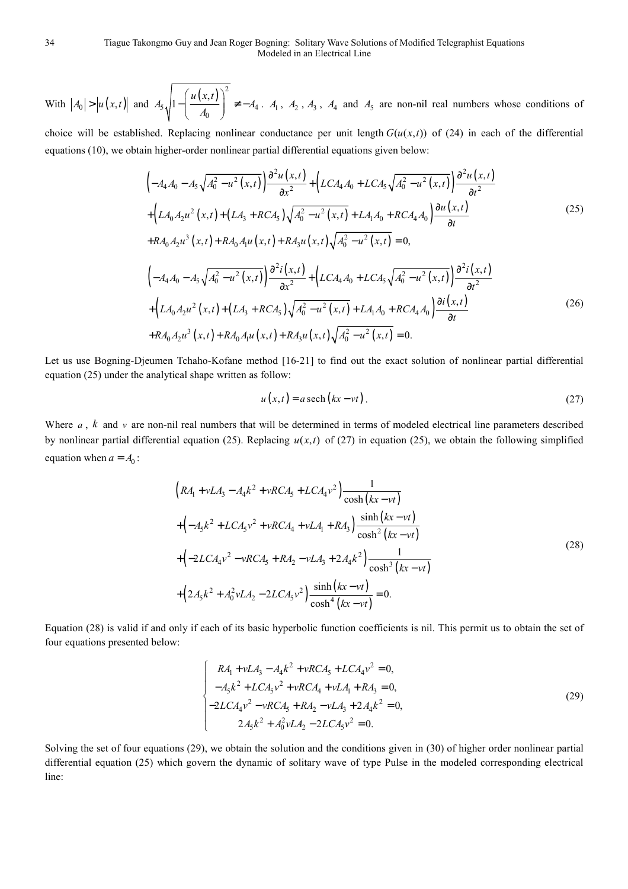With $|A_0| > |u(x,t)|$ and $A_5\sqrt{1-\left(\frac{u(x,t)}{A_0}\right)^2} \neq -A_4$. $A_1$, $A_2$, $A_3$, $A_4$ and $A_5$ are non-nil real numbers whose conditions of choice will be established. Replacing nonlinear conductance per unit length $G(u(x,t))$ of (24) in each of the differential equations (10), we obtain higher-order nonlinear partial differential equations given below:

$$
\begin{aligned}
&\left(-A_4A_0 - A_5\sqrt{A_0^2-u^2(x,t)}\right)\frac{\partial^2 u(x,t)}{\partial x^2} + \left(LCA_4A_0 + LCA_5\sqrt{A_0^2-u^2(x,t)}\right)\frac{\partial^2 u(x,t)}{\partial t^2} \\
&+\left(LA_0A_2u^2(x,t) + (LA_3+RCA_5)\sqrt{A_0^2-u^2(x,t)} + LA_1A_0 + RCA_4A_0\right)\frac{\partial u(x,t)}{\partial t} \\
&+RA_0A_2u^3(x,t) + RA_0A_1u(x,t) + RA_3u(x,t)\sqrt{A_0^2-u^2(x,t)} = 0,
\end{aligned}
\tag{25}
$$

$$
\begin{aligned}
&\left(-A_4A_0 - A_5\sqrt{A_0^2-u^2(x,t)}\right)\frac{\partial^2 i(x,t)}{\partial x^2} + \left(LCA_4A_0 + LCA_5\sqrt{A_0^2-u^2(x,t)}\right)\frac{\partial^2 i(x,t)}{\partial t^2} \\
&+\left(LA_0A_2u^2(x,t) + (LA_3+RCA_5)\sqrt{A_0^2-u^2(x,t)} + LA_1A_0 + RCA_4A_0\right)\frac{\partial i(x,t)}{\partial t} \\
&+RA_0A_2u^3(x,t) + RA_0A_1u(x,t) + RA_3u(x,t)\sqrt{A_0^2-u^2(x,t)} = 0.
\end{aligned}
\tag{26}
$$

Let us use Bogning-Djeumen Tchaho-Kofane method [16-21] to find out the exact solution of nonlinear partial differential equation (25) under the analytical shape written as follow:

$$
u(x,t) = a\,\mathrm{sech}(kx - vt).
\tag{27}
$$

Where $a$, $k$ and $v$ are non-nil real numbers that will be determined in terms of modeled electrical line parameters described by nonlinear partial differential equation (25). Replacing $u(x,t)$ of (27) in equation (25), we obtain the following simplified equation when $a = A_0$:

$$
\begin{aligned}
&\left(RA_1 + vLA_3 - A_4k^2 + vRCA_5 + LCA_4v^2\right)\frac{1}{\cosh(kx-vt)} \\
&+\left(-A_5k^2 + LCA_5v^2 + vRCA_4 + vLA_1 + RA_3\right)\frac{\sinh(kx-vt)}{\cosh^2(kx-vt)} \\
&+\left(-2LCA_4v^2 - vRCA_5 + RA_2 - vLA_3 + 2A_4k^2\right)\frac{1}{\cosh^3(kx-vt)} \\
&+\left(2A_5k^2 + A_0^2vLA_2 - 2LCA_5v^2\right)\frac{\sinh(kx-vt)}{\cosh^4(kx-vt)} = 0.
\end{aligned}
\tag{28}
$$

Equation (28) is valid if and only if each of its basic hyperbolic function coefficients is nil. This permit us to obtain the set of four equations presented below:

$$
\begin{cases}
RA_1 + vLA_3 - A_4k^2 + vRCA_5 + LCA_4v^2 = 0, \\
-A_5k^2 + LCA_5v^2 + vRCA_4 + vLA_1 + RA_3 = 0, \\
-2LCA_4v^2 - vRCA_5 + RA_2 - vLA_3 + 2A_4k^2 = 0, \\
2A_5k^2 + A_0^2vLA_2 - 2LCA_5v^2 = 0.
\end{cases}
\tag{29}
$$

Solving the set of four equations (29), we obtain the solution and the conditions given in (30) of higher order nonlinear partial differential equation (25) which govern the dynamic of solitary wave of type Pulse in the modeled corresponding electrical line: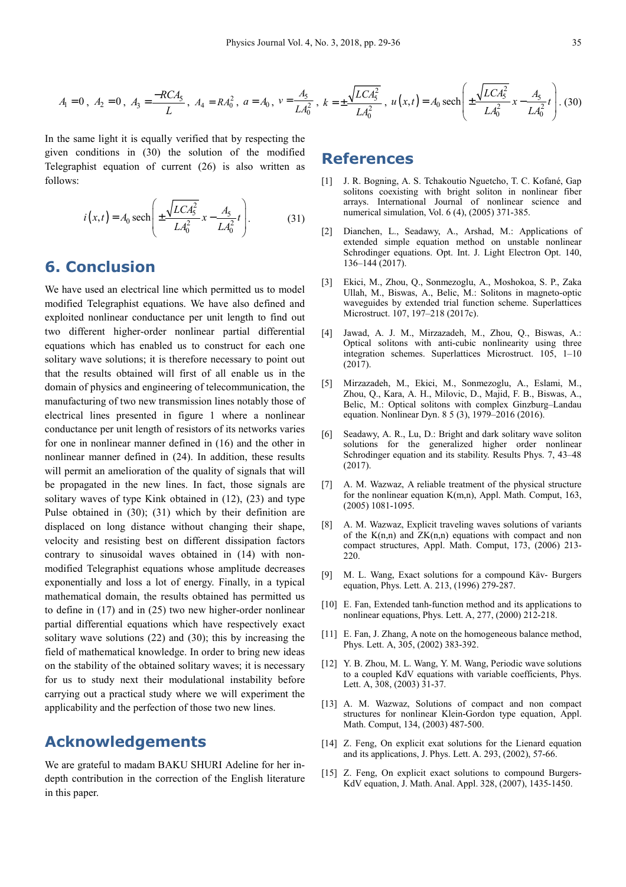$$A_1 = 0,\ A_2 = 0,\ A_3 = \frac{-RCA_5}{L},\ A_4 = RA_0^2,\ a = A_0,\ v = \frac{A_5}{LA_0^2},\ k = \pm\frac{\sqrt{LCA_5^2}}{LA_0^2},\ u(x,t) = A_0 \operatorname{sech}\left(\pm\frac{\sqrt{LCA_5^2}}{LA_0^2}x - \frac{A_5}{LA_0^2}t\right). \quad (30)$$

In the same light it is equally verified that by respecting the given conditions in (30) the solution of the modified Telegraphist equation of current (26) is also written as follows:

$$i(x,t) = A_0 \operatorname{sech}\left(\pm\frac{\sqrt{LCA_5^2}}{LA_0^2}x - \frac{A_5}{LA_0^2}t\right). \quad (31)$$

## 6. Conclusion

We have used an electrical line which permitted us to model modified Telegraphist equations. We have also defined and exploited nonlinear conductance per unit length to find out two different higher-order nonlinear partial differential equations which has enabled us to construct for each one solitary wave solutions; it is therefore necessary to point out that the results obtained will first of all enable us in the domain of physics and engineering of telecommunication, the manufacturing of two new transmission lines notably those of electrical lines presented in figure 1 where a nonlinear conductance per unit length of resistors of its networks varies for one in nonlinear manner defined in (16) and the other in nonlinear manner defined in (24). In addition, these results will permit an amelioration of the quality of signals that will be propagated in the new lines. In fact, those signals are solitary waves of type Kink obtained in (12), (23) and type Pulse obtained in (30); (31) which by their definition are displaced on long distance without changing their shape, velocity and resisting best on different dissipation factors contrary to sinusoidal waves obtained in (14) with non-modified Telegraphist equations whose amplitude decreases exponentially and loss a lot of energy. Finally, in a typical mathematical domain, the results obtained has permitted us to define in (17) and in (25) two new higher-order nonlinear partial differential equations which have respectively exact solitary wave solutions (22) and (30); this by increasing the field of mathematical knowledge. In order to bring new ideas on the stability of the obtained solitary waves; it is necessary for us to study next their modulational instability before carrying out a practical study where we will experiment the applicability and the perfection of those two new lines.

## Acknowledgements

We are grateful to madam BAKU SHURI Adeline for her in-depth contribution in the correction of the English literature in this paper.

## References

[1] J. R. Bogning, A. S. Tchakoutio Nguetcho, T. C. Kofané, Gap solitons coexisting with bright soliton in nonlinear fiber arrays. International Journal of nonlinear science and numerical simulation, Vol. 6 (4), (2005) 371-385.

[2] Dianchen, L., Seadawy, A., Arshad, M.: Applications of extended simple equation method on unstable nonlinear Schrodinger equations. Opt. Int. J. Light Electron Opt. 140, 136–144 (2017).

[3] Ekici, M., Zhou, Q., Sonmezoglu, A., Moshokoa, S. P., Zaka Ullah, M., Biswas, A., Belic, M.: Solitons in magneto-optic waveguides by extended trial function scheme. Superlattices Microstruct. 107, 197–218 (2017c).

[4] Jawad, A. J. M., Mirzazadeh, M., Zhou, Q., Biswas, A.: Optical solitons with anti-cubic nonlinearity using three integration schemes. Superlattices Microstruct. 105, 1–10 (2017).

[5] Mirzazadeh, M., Ekici, M., Sonmezoglu, A., Eslami, M., Zhou, Q., Kara, A. H., Milovic, D., Majid, F. B., Biswas, A., Belic, M.: Optical solitons with complex Ginzburg–Landau equation. Nonlinear Dyn. 8 5 (3), 1979–2016 (2016).

[6] Seadawy, A. R., Lu, D.: Bright and dark solitary wave soliton solutions for the generalized higher order nonlinear Schrodinger equation and its stability. Results Phys. 7, 43–48 (2017).

[7] A. M. Wazwaz, A reliable treatment of the physical structure for the nonlinear equation K(m,n), Appl. Math. Comput, 163, (2005) 1081-1095.

[8] A. M. Wazwaz, Explicit traveling waves solutions of variants of the K(n,n) and ZK(n,n) equations with compact and non compact structures, Appl. Math. Comput, 173, (2006) 213-220.

[9] M. L. Wang, Exact solutions for a compound Käv- Burgers equation, Phys. Lett. A. 213, (1996) 279-287.

[10] E. Fan, Extended tanh-function method and its applications to nonlinear equations, Phys. Lett. A, 277, (2000) 212-218.

[11] E. Fan, J. Zhang, A note on the homogeneous balance method, Phys. Lett. A, 305, (2002) 383-392.

[12] Y. B. Zhou, M. L. Wang, Y. M. Wang, Periodic wave solutions to a coupled KdV equations with variable coefficients, Phys. Lett. A, 308, (2003) 31-37.

[13] A. M. Wazwaz, Solutions of compact and non compact structures for nonlinear Klein-Gordon type equation, Appl. Math. Comput, 134, (2003) 487-500.

[14] Z. Feng, On explicit exat solutions for the Lienard equation and its applications, J. Phys. Lett. A. 293, (2002), 57-66.

[15] Z. Feng, On explicit exact solutions to compound Burgers-KdV equation, J. Math. Anal. Appl. 328, (2007), 1435-1450.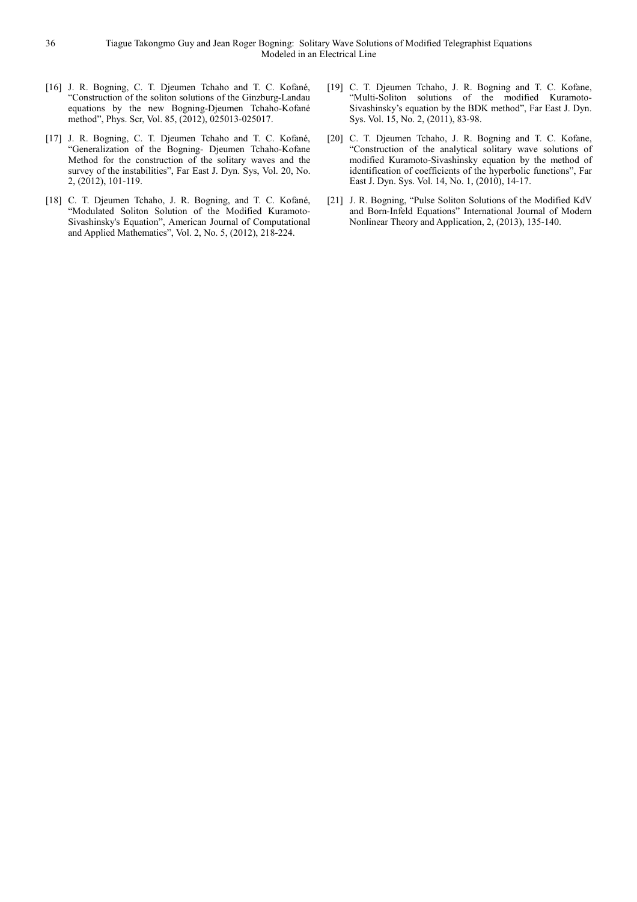[16] J. R. Bogning, C. T. Djeumen Tchaho and T. C. Kofané, "Construction of the soliton solutions of the Ginzburg-Landau equations by the new Bogning-Djeumen Tchaho-Kofané method", Phys. Scr, Vol. 85, (2012), 025013-025017.

[17] J. R. Bogning, C. T. Djeumen Tchaho and T. C. Kofané, "Generalization of the Bogning- Djeumen Tchaho-Kofane Method for the construction of the solitary waves and the survey of the instabilities", Far East J. Dyn. Sys, Vol. 20, No. 2, (2012), 101-119.

[18] C. T. Djeumen Tchaho, J. R. Bogning, and T. C. Kofané, "Modulated Soliton Solution of the Modified Kuramoto-Sivashinsky's Equation", American Journal of Computational and Applied Mathematics", Vol. 2, No. 5, (2012), 218-224.

[19] C. T. Djeumen Tchaho, J. R. Bogning and T. C. Kofane, "Multi-Soliton solutions of the modified Kuramoto-Sivashinsky's equation by the BDK method", Far East J. Dyn. Sys. Vol. 15, No. 2, (2011), 83-98.

[20] C. T. Djeumen Tchaho, J. R. Bogning and T. C. Kofane, "Construction of the analytical solitary wave solutions of modified Kuramoto-Sivashinsky equation by the method of identification of coefficients of the hyperbolic functions", Far East J. Dyn. Sys. Vol. 14, No. 1, (2010), 14-17.

[21] J. R. Bogning, "Pulse Soliton Solutions of the Modified KdV and Born-Infeld Equations" International Journal of Modern Nonlinear Theory and Application, 2, (2013), 135-140.